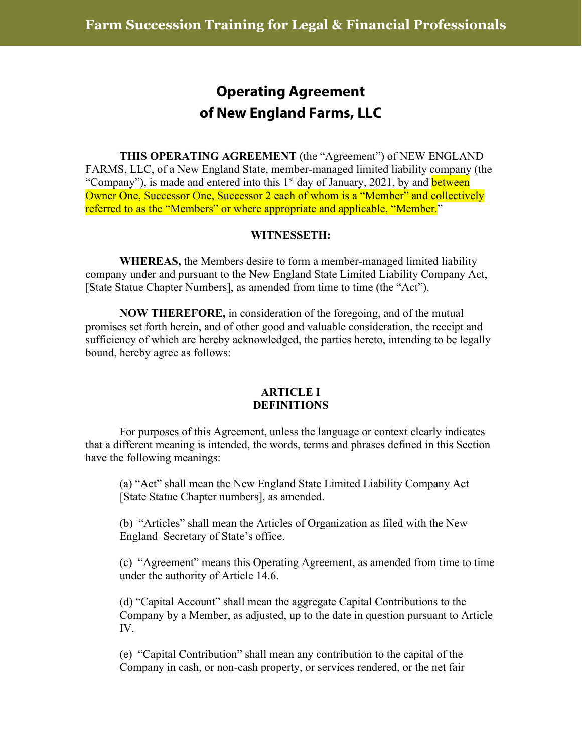# Operating Agreement of New England Farms, LLC

**THIS OPERATING AGREEMENT** (the "Agreement") of NEW ENGLAND FARMS, LLC, of a New England State, member-managed limited liability company (the "Company"), is made and entered into this 1st day of January, 2021, by and between Owner One, Successor One, Successor 2 each of whom is a "Member" and collectively referred to as the "Members" or where appropriate and applicable, "Member."

**WITNESSETH:**

**WHEREAS,** the Members desire to form a member-managed limited liability company under and pursuant to the New England State Limited Liability Company Act, [State Statue Chapter Numbers], as amended from time to time (the "Act").

**NOW THEREFORE,** in consideration of the foregoing, and of the mutual promises set forth herein, and of other good and valuable consideration, the receipt and sufficiency of which are hereby acknowledged, the parties hereto, intending to be legally bound, hereby agree as follows:

## ARTICLE I
## DEFINITIONS

For purposes of this Agreement, unless the language or context clearly indicates that a different meaning is intended, the words, terms and phrases defined in this Section have the following meanings:

(a) "Act" shall mean the New England State Limited Liability Company Act [State Statue Chapter numbers], as amended.

(b) "Articles" shall mean the Articles of Organization as filed with the New England Secretary of State's office.

(c) "Agreement" means this Operating Agreement, as amended from time to time under the authority of Article 14.6.

(d) "Capital Account" shall mean the aggregate Capital Contributions to the Company by a Member, as adjusted, up to the date in question pursuant to Article IV.

(e) "Capital Contribution" shall mean any contribution to the capital of the Company in cash, or non-cash property, or services rendered, or the net fair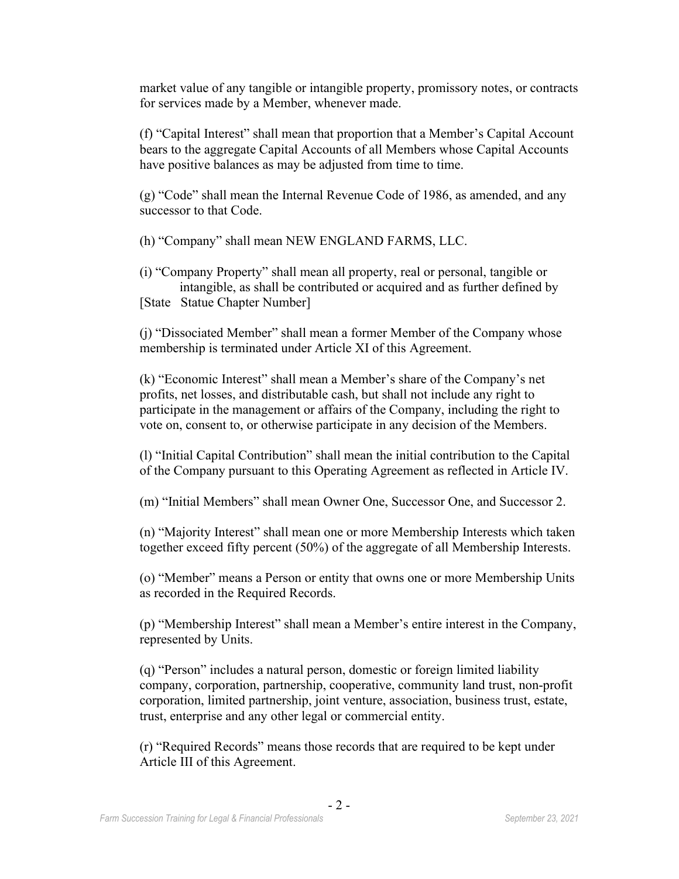market value of any tangible or intangible property, promissory notes, or contracts for services made by a Member, whenever made.

(f) "Capital Interest" shall mean that proportion that a Member's Capital Account bears to the aggregate Capital Accounts of all Members whose Capital Accounts have positive balances as may be adjusted from time to time.

(g) "Code" shall mean the Internal Revenue Code of 1986, as amended, and any successor to that Code.

(h) "Company" shall mean NEW ENGLAND FARMS, LLC.

(i) "Company Property" shall mean all property, real or personal, tangible or intangible, as shall be contributed or acquired and as further defined by [State Statue Chapter Number]

(j) "Dissociated Member" shall mean a former Member of the Company whose membership is terminated under Article XI of this Agreement.

(k) "Economic Interest" shall mean a Member's share of the Company's net profits, net losses, and distributable cash, but shall not include any right to participate in the management or affairs of the Company, including the right to vote on, consent to, or otherwise participate in any decision of the Members.

(l) "Initial Capital Contribution" shall mean the initial contribution to the Capital of the Company pursuant to this Operating Agreement as reflected in Article IV.

(m) "Initial Members" shall mean Owner One, Successor One, and Successor 2.

(n) "Majority Interest" shall mean one or more Membership Interests which taken together exceed fifty percent (50%) of the aggregate of all Membership Interests.

(o) "Member" means a Person or entity that owns one or more Membership Units as recorded in the Required Records.

(p) "Membership Interest" shall mean a Member's entire interest in the Company, represented by Units.

(q) "Person" includes a natural person, domestic or foreign limited liability company, corporation, partnership, cooperative, community land trust, non-profit corporation, limited partnership, joint venture, association, business trust, estate, trust, enterprise and any other legal or commercial entity.

(r) "Required Records" means those records that are required to be kept under Article III of this Agreement.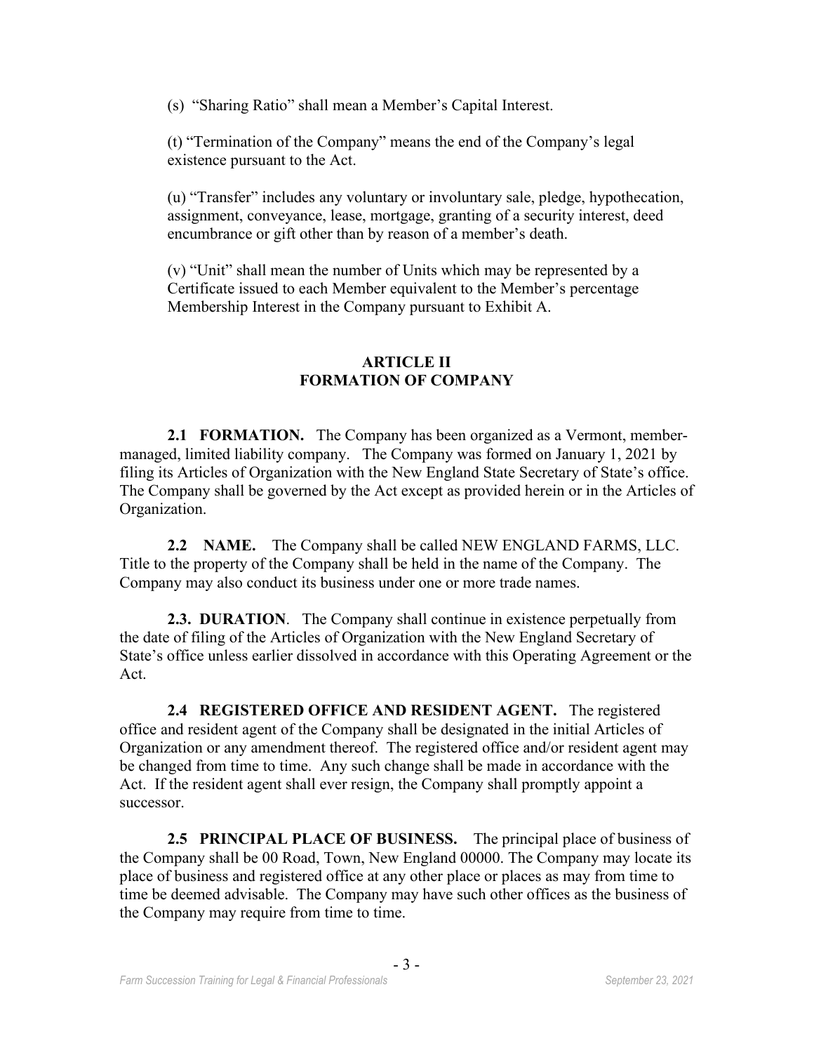(s) "Sharing Ratio" shall mean a Member's Capital Interest.

(t) "Termination of the Company" means the end of the Company's legal existence pursuant to the Act.

(u) "Transfer" includes any voluntary or involuntary sale, pledge, hypothecation, assignment, conveyance, lease, mortgage, granting of a security interest, deed encumbrance or gift other than by reason of a member's death.

(v) "Unit" shall mean the number of Units which may be represented by a Certificate issued to each Member equivalent to the Member's percentage Membership Interest in the Company pursuant to Exhibit A.

## ARTICLE II
## FORMATION OF COMPANY

**2.1 FORMATION.** The Company has been organized as a Vermont, member-managed, limited liability company. The Company was formed on January 1, 2021 by filing its Articles of Organization with the New England State Secretary of State's office. The Company shall be governed by the Act except as provided herein or in the Articles of Organization.

**2.2 NAME.** The Company shall be called NEW ENGLAND FARMS, LLC. Title to the property of the Company shall be held in the name of the Company. The Company may also conduct its business under one or more trade names.

**2.3. DURATION**. The Company shall continue in existence perpetually from the date of filing of the Articles of Organization with the New England Secretary of State's office unless earlier dissolved in accordance with this Operating Agreement or the Act.

**2.4 REGISTERED OFFICE AND RESIDENT AGENT.** The registered office and resident agent of the Company shall be designated in the initial Articles of Organization or any amendment thereof. The registered office and/or resident agent may be changed from time to time. Any such change shall be made in accordance with the Act. If the resident agent shall ever resign, the Company shall promptly appoint a successor.

**2.5 PRINCIPAL PLACE OF BUSINESS.** The principal place of business of the Company shall be 00 Road, Town, New England 00000. The Company may locate its place of business and registered office at any other place or places as may from time to time be deemed advisable. The Company may have such other offices as the business of the Company may require from time to time.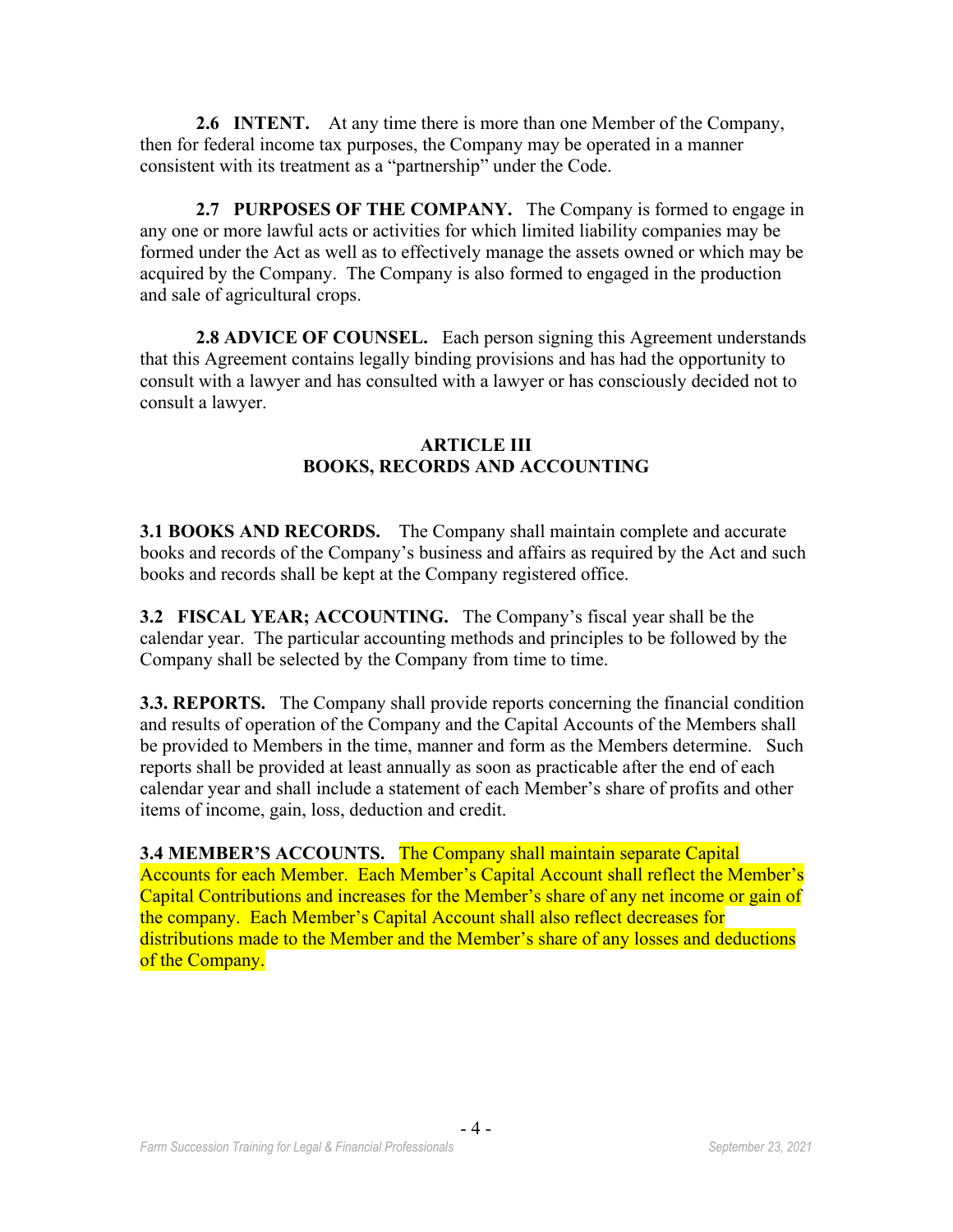**2.6 INTENT.** At any time there is more than one Member of the Company, then for federal income tax purposes, the Company may be operated in a manner consistent with its treatment as a "partnership" under the Code.

**2.7 PURPOSES OF THE COMPANY.** The Company is formed to engage in any one or more lawful acts or activities for which limited liability companies may be formed under the Act as well as to effectively manage the assets owned or which may be acquired by the Company. The Company is also formed to engaged in the production and sale of agricultural crops.

**2.8 ADVICE OF COUNSEL.** Each person signing this Agreement understands that this Agreement contains legally binding provisions and has had the opportunity to consult with a lawyer and has consulted with a lawyer or has consciously decided not to consult a lawyer.

## ARTICLE III
## BOOKS, RECORDS AND ACCOUNTING

**3.1 BOOKS AND RECORDS.** The Company shall maintain complete and accurate books and records of the Company's business and affairs as required by the Act and such books and records shall be kept at the Company registered office.

**3.2 FISCAL YEAR; ACCOUNTING.** The Company's fiscal year shall be the calendar year. The particular accounting methods and principles to be followed by the Company shall be selected by the Company from time to time.

**3.3. REPORTS.** The Company shall provide reports concerning the financial condition and results of operation of the Company and the Capital Accounts of the Members shall be provided to Members in the time, manner and form as the Members determine. Such reports shall be provided at least annually as soon as practicable after the end of each calendar year and shall include a statement of each Member's share of profits and other items of income, gain, loss, deduction and credit.

**3.4 MEMBER'S ACCOUNTS.** The Company shall maintain separate Capital Accounts for each Member. Each Member's Capital Account shall reflect the Member's Capital Contributions and increases for the Member's share of any net income or gain of the company. Each Member's Capital Account shall also reflect decreases for distributions made to the Member and the Member's share of any losses and deductions of the Company.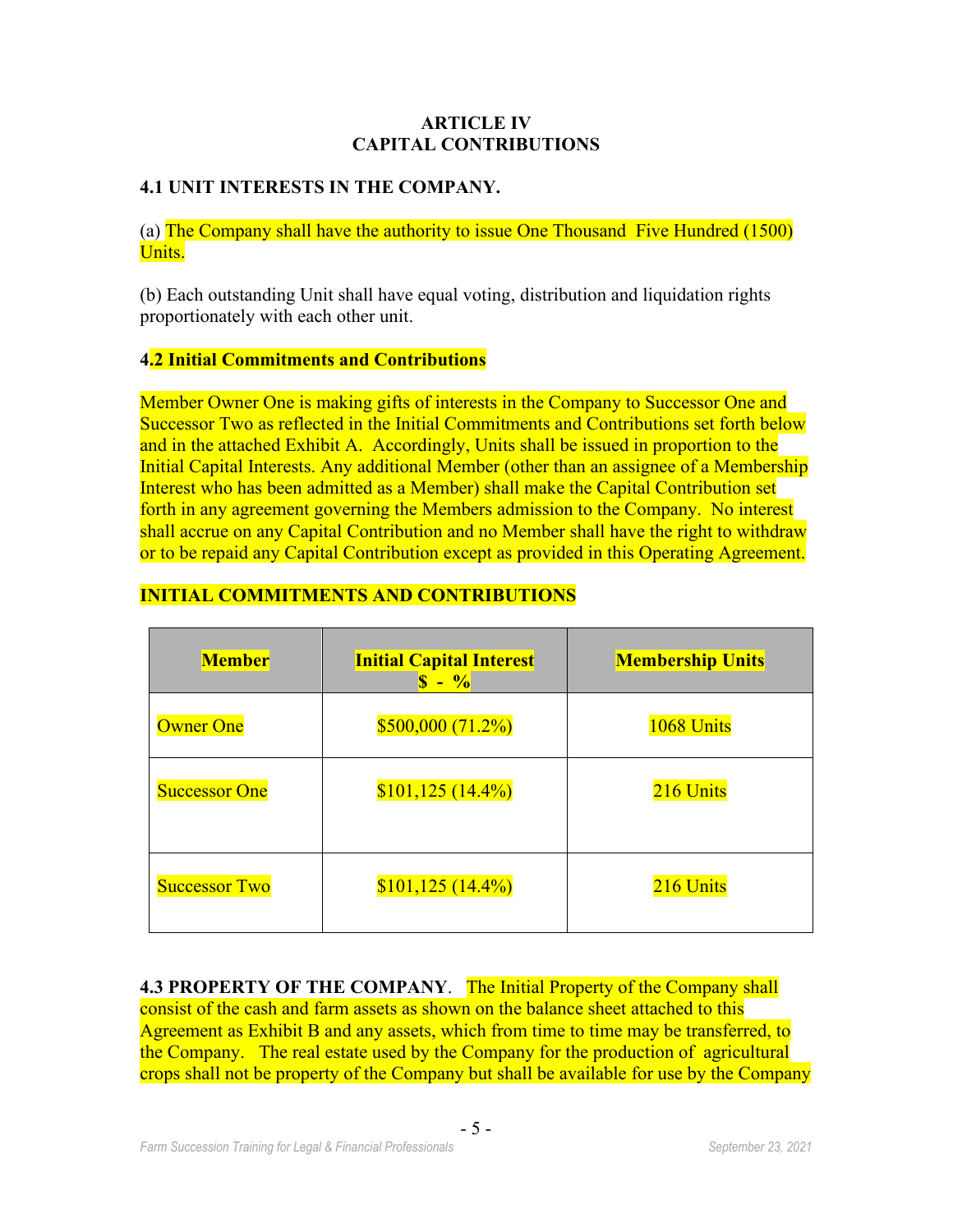**ARTICLE IV**
**CAPITAL CONTRIBUTIONS**

**4.1 UNIT INTERESTS IN THE COMPANY.**

(a) The Company shall have the authority to issue One Thousand Five Hundred (1500) Units.

(b) Each outstanding Unit shall have equal voting, distribution and liquidation rights proportionately with each other unit.

**4.2 Initial Commitments and Contributions**

Member Owner One is making gifts of interests in the Company to Successor One and Successor Two as reflected in the Initial Commitments and Contributions set forth below and in the attached Exhibit A. Accordingly, Units shall be issued in proportion to the Initial Capital Interests. Any additional Member (other than an assignee of a Membership Interest who has been admitted as a Member) shall make the Capital Contribution set forth in any agreement governing the Members admission to the Company. No interest shall accrue on any Capital Contribution and no Member shall have the right to withdraw or to be repaid any Capital Contribution except as provided in this Operating Agreement.

**INITIAL COMMITMENTS AND CONTRIBUTIONS**

| Member | Initial Capital Interest $ - % | Membership Units |
|---|---|---|
| Owner One | $500,000 (71.2%) | 1068 Units |
| Successor One | $101,125 (14.4%) | 216 Units |
| Successor Two | $101,125 (14.4%) | 216 Units |

**4.3 PROPERTY OF THE COMPANY**. The Initial Property of the Company shall consist of the cash and farm assets as shown on the balance sheet attached to this Agreement as Exhibit B and any assets, which from time to time may be transferred, to the Company. The real estate used by the Company for the production of agricultural crops shall not be property of the Company but shall be available for use by the Company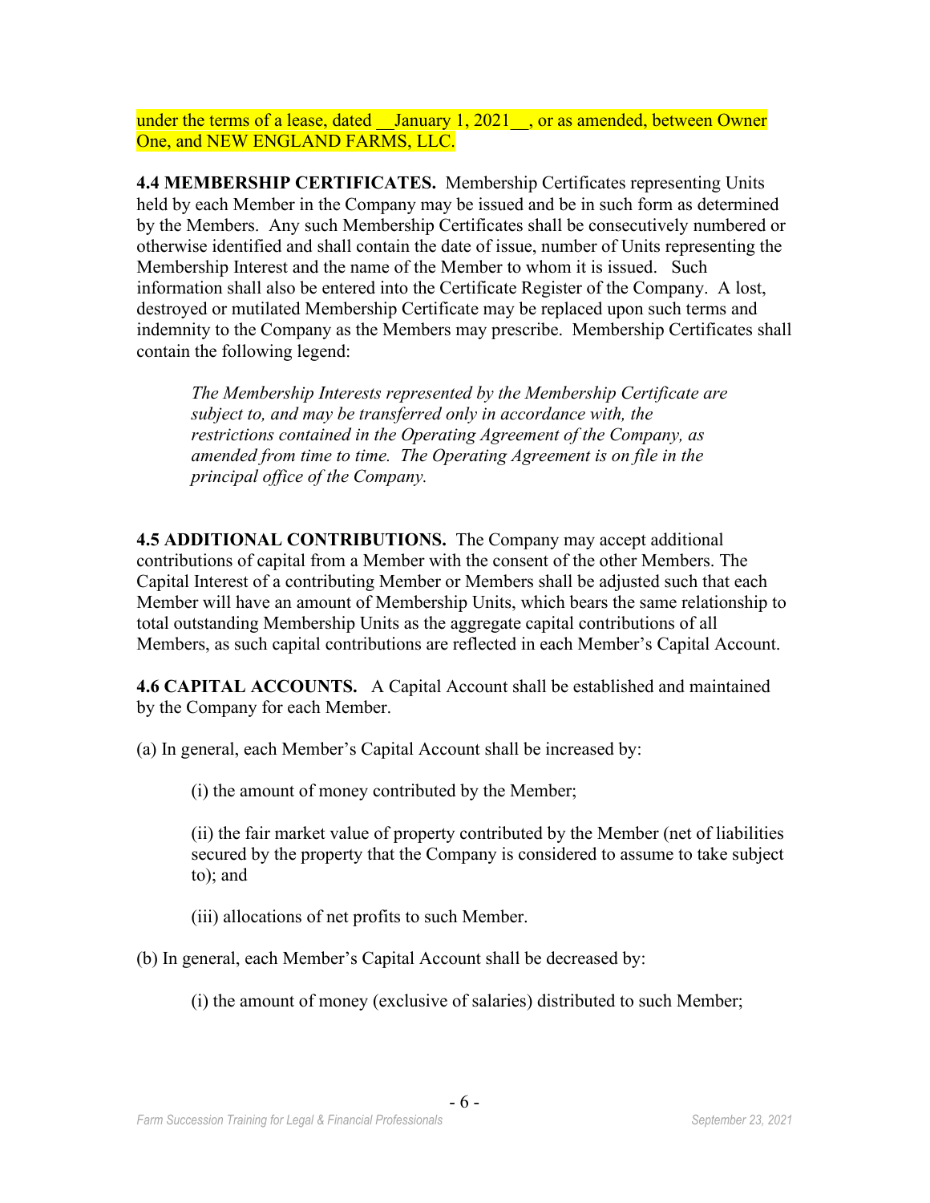under the terms of a lease, dated __January 1, 2021__, or as amended, between Owner One, and NEW ENGLAND FARMS, LLC.

**4.4 MEMBERSHIP CERTIFICATES.** Membership Certificates representing Units held by each Member in the Company may be issued and be in such form as determined by the Members. Any such Membership Certificates shall be consecutively numbered or otherwise identified and shall contain the date of issue, number of Units representing the Membership Interest and the name of the Member to whom it is issued. Such information shall also be entered into the Certificate Register of the Company. A lost, destroyed or mutilated Membership Certificate may be replaced upon such terms and indemnity to the Company as the Members may prescribe. Membership Certificates shall contain the following legend:

> *The Membership Interests represented by the Membership Certificate are subject to, and may be transferred only in accordance with, the restrictions contained in the Operating Agreement of the Company, as amended from time to time. The Operating Agreement is on file in the principal office of the Company.*

**4.5 ADDITIONAL CONTRIBUTIONS.** The Company may accept additional contributions of capital from a Member with the consent of the other Members. The Capital Interest of a contributing Member or Members shall be adjusted such that each Member will have an amount of Membership Units, which bears the same relationship to total outstanding Membership Units as the aggregate capital contributions of all Members, as such capital contributions are reflected in each Member's Capital Account.

**4.6 CAPITAL ACCOUNTS.** A Capital Account shall be established and maintained by the Company for each Member.

(a) In general, each Member's Capital Account shall be increased by:

(i) the amount of money contributed by the Member;

(ii) the fair market value of property contributed by the Member (net of liabilities secured by the property that the Company is considered to assume to take subject to); and

(iii) allocations of net profits to such Member.

(b) In general, each Member's Capital Account shall be decreased by:

(i) the amount of money (exclusive of salaries) distributed to such Member;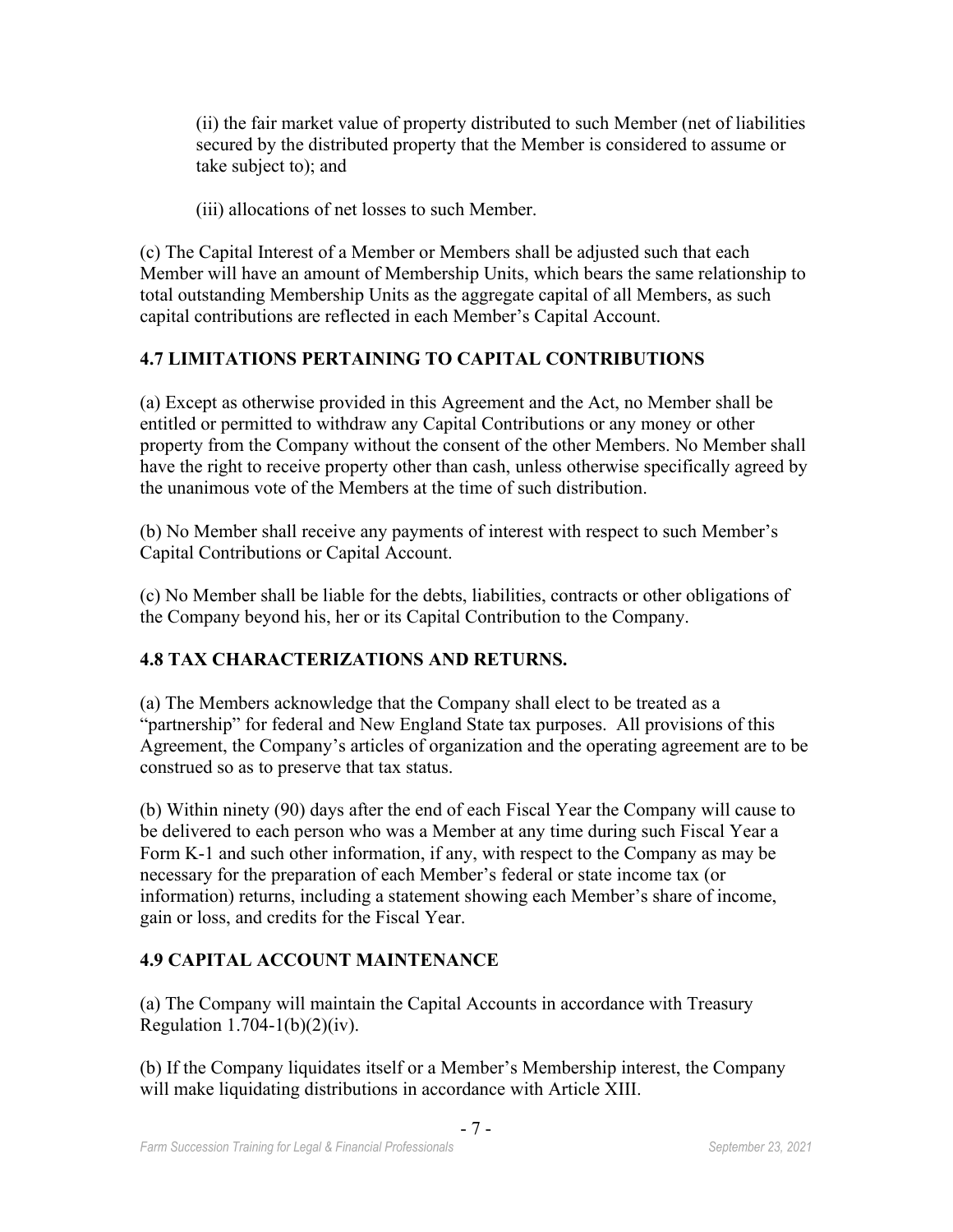(ii) the fair market value of property distributed to such Member (net of liabilities secured by the distributed property that the Member is considered to assume or take subject to); and

(iii) allocations of net losses to such Member.

(c) The Capital Interest of a Member or Members shall be adjusted such that each Member will have an amount of Membership Units, which bears the same relationship to total outstanding Membership Units as the aggregate capital of all Members, as such capital contributions are reflected in each Member's Capital Account.

## 4.7 LIMITATIONS PERTAINING TO CAPITAL CONTRIBUTIONS

(a) Except as otherwise provided in this Agreement and the Act, no Member shall be entitled or permitted to withdraw any Capital Contributions or any money or other property from the Company without the consent of the other Members. No Member shall have the right to receive property other than cash, unless otherwise specifically agreed by the unanimous vote of the Members at the time of such distribution.

(b) No Member shall receive any payments of interest with respect to such Member's Capital Contributions or Capital Account.

(c) No Member shall be liable for the debts, liabilities, contracts or other obligations of the Company beyond his, her or its Capital Contribution to the Company.

## 4.8 TAX CHARACTERIZATIONS AND RETURNS.

(a) The Members acknowledge that the Company shall elect to be treated as a "partnership" for federal and New England State tax purposes. All provisions of this Agreement, the Company's articles of organization and the operating agreement are to be construed so as to preserve that tax status.

(b) Within ninety (90) days after the end of each Fiscal Year the Company will cause to be delivered to each person who was a Member at any time during such Fiscal Year a Form K-1 and such other information, if any, with respect to the Company as may be necessary for the preparation of each Member's federal or state income tax (or information) returns, including a statement showing each Member's share of income, gain or loss, and credits for the Fiscal Year.

## 4.9 CAPITAL ACCOUNT MAINTENANCE

(a) The Company will maintain the Capital Accounts in accordance with Treasury Regulation 1.704-1(b)(2)(iv).

(b) If the Company liquidates itself or a Member's Membership interest, the Company will make liquidating distributions in accordance with Article XIII.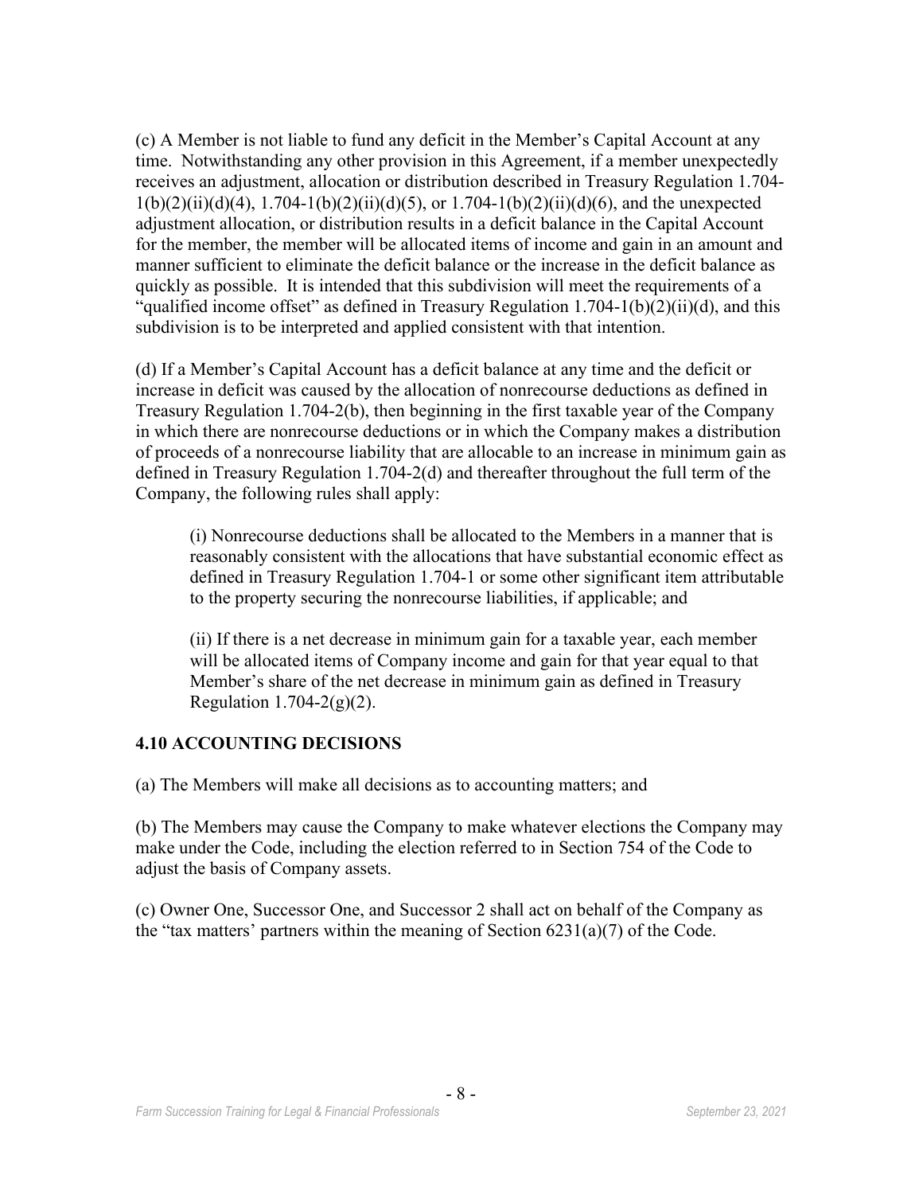(c) A Member is not liable to fund any deficit in the Member's Capital Account at any time. Notwithstanding any other provision in this Agreement, if a member unexpectedly receives an adjustment, allocation or distribution described in Treasury Regulation 1.704-1(b)(2)(ii)(d)(4), 1.704-1(b)(2)(ii)(d)(5), or 1.704-1(b)(2)(ii)(d)(6), and the unexpected adjustment allocation, or distribution results in a deficit balance in the Capital Account for the member, the member will be allocated items of income and gain in an amount and manner sufficient to eliminate the deficit balance or the increase in the deficit balance as quickly as possible. It is intended that this subdivision will meet the requirements of a "qualified income offset" as defined in Treasury Regulation 1.704-1(b)(2)(ii)(d), and this subdivision is to be interpreted and applied consistent with that intention.

(d) If a Member's Capital Account has a deficit balance at any time and the deficit or increase in deficit was caused by the allocation of nonrecourse deductions as defined in Treasury Regulation 1.704-2(b), then beginning in the first taxable year of the Company in which there are nonrecourse deductions or in which the Company makes a distribution of proceeds of a nonrecourse liability that are allocable to an increase in minimum gain as defined in Treasury Regulation 1.704-2(d) and thereafter throughout the full term of the Company, the following rules shall apply:

> (i) Nonrecourse deductions shall be allocated to the Members in a manner that is reasonably consistent with the allocations that have substantial economic effect as defined in Treasury Regulation 1.704-1 or some other significant item attributable to the property securing the nonrecourse liabilities, if applicable; and
>
> (ii) If there is a net decrease in minimum gain for a taxable year, each member will be allocated items of Company income and gain for that year equal to that Member's share of the net decrease in minimum gain as defined in Treasury Regulation 1.704-2(g)(2).

**4.10 ACCOUNTING DECISIONS**

(a) The Members will make all decisions as to accounting matters; and

(b) The Members may cause the Company to make whatever elections the Company may make under the Code, including the election referred to in Section 754 of the Code to adjust the basis of Company assets.

(c) Owner One, Successor One, and Successor 2 shall act on behalf of the Company as the "tax matters' partners within the meaning of Section 6231(a)(7) of the Code.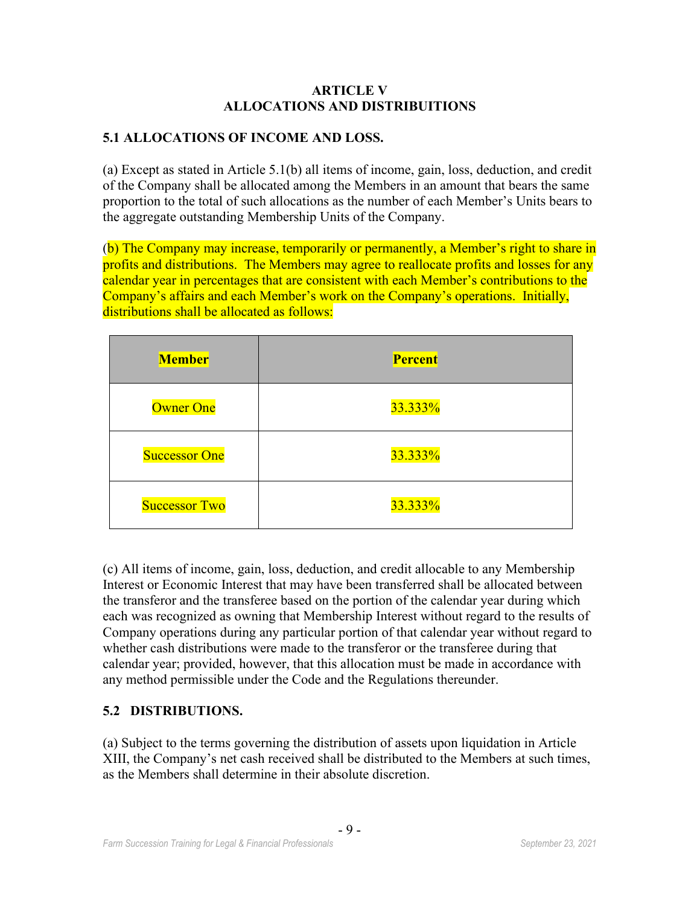## ARTICLE V
## ALLOCATIONS AND DISTRIBUITIONS

### 5.1 ALLOCATIONS OF INCOME AND LOSS.

(a) Except as stated in Article 5.1(b) all items of income, gain, loss, deduction, and credit of the Company shall be allocated among the Members in an amount that bears the same proportion to the total of such allocations as the number of each Member's Units bears to the aggregate outstanding Membership Units of the Company.

(b) The Company may increase, temporarily or permanently, a Member's right to share in profits and distributions. The Members may agree to reallocate profits and losses for any calendar year in percentages that are consistent with each Member's contributions to the Company's affairs and each Member's work on the Company's operations. Initially, distributions shall be allocated as follows:

| Member | Percent |
|---|---|
| Owner One | 33.333% |
| Successor One | 33.333% |
| Successor Two | 33.333% |

(c) All items of income, gain, loss, deduction, and credit allocable to any Membership Interest or Economic Interest that may have been transferred shall be allocated between the transferor and the transferee based on the portion of the calendar year during which each was recognized as owning that Membership Interest without regard to the results of Company operations during any particular portion of that calendar year without regard to whether cash distributions were made to the transferor or the transferee during that calendar year; provided, however, that this allocation must be made in accordance with any method permissible under the Code and the Regulations thereunder.

### 5.2 DISTRIBUTIONS.

(a) Subject to the terms governing the distribution of assets upon liquidation in Article XIII, the Company's net cash received shall be distributed to the Members at such times, as the Members shall determine in their absolute discretion.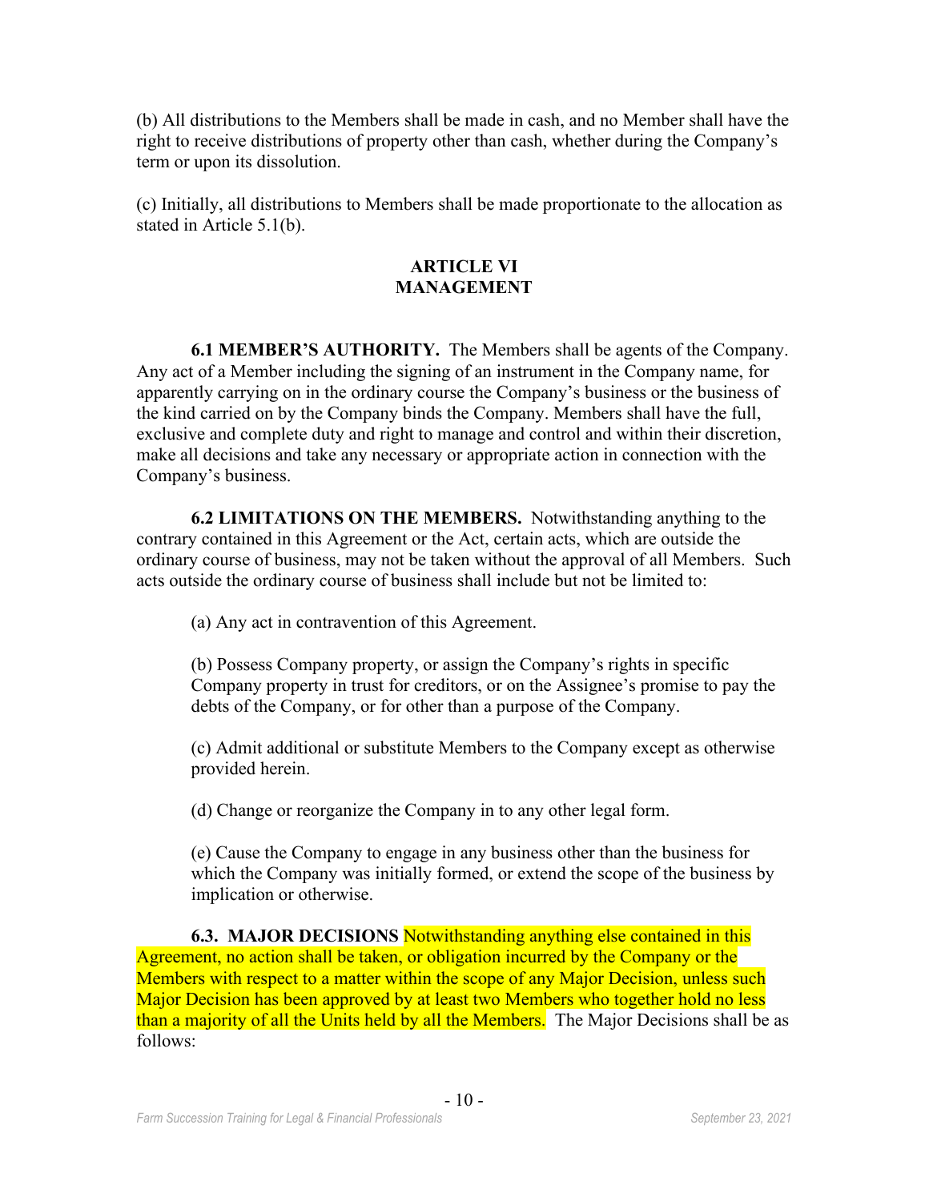(b) All distributions to the Members shall be made in cash, and no Member shall have the right to receive distributions of property other than cash, whether during the Company's term or upon its dissolution.

(c) Initially, all distributions to Members shall be made proportionate to the allocation as stated in Article 5.1(b).

## ARTICLE VI
## MANAGEMENT

**6.1 MEMBER'S AUTHORITY.** The Members shall be agents of the Company. Any act of a Member including the signing of an instrument in the Company name, for apparently carrying on in the ordinary course the Company's business or the business of the kind carried on by the Company binds the Company. Members shall have the full, exclusive and complete duty and right to manage and control and within their discretion, make all decisions and take any necessary or appropriate action in connection with the Company's business.

**6.2 LIMITATIONS ON THE MEMBERS.** Notwithstanding anything to the contrary contained in this Agreement or the Act, certain acts, which are outside the ordinary course of business, may not be taken without the approval of all Members. Such acts outside the ordinary course of business shall include but not be limited to:

(a) Any act in contravention of this Agreement.

(b) Possess Company property, or assign the Company's rights in specific Company property in trust for creditors, or on the Assignee's promise to pay the debts of the Company, or for other than a purpose of the Company.

(c) Admit additional or substitute Members to the Company except as otherwise provided herein.

(d) Change or reorganize the Company in to any other legal form.

(e) Cause the Company to engage in any business other than the business for which the Company was initially formed, or extend the scope of the business by implication or otherwise.

**6.3. MAJOR DECISIONS** Notwithstanding anything else contained in this Agreement, no action shall be taken, or obligation incurred by the Company or the Members with respect to a matter within the scope of any Major Decision, unless such Major Decision has been approved by at least two Members who together hold no less than a majority of all the Units held by all the Members. The Major Decisions shall be as follows: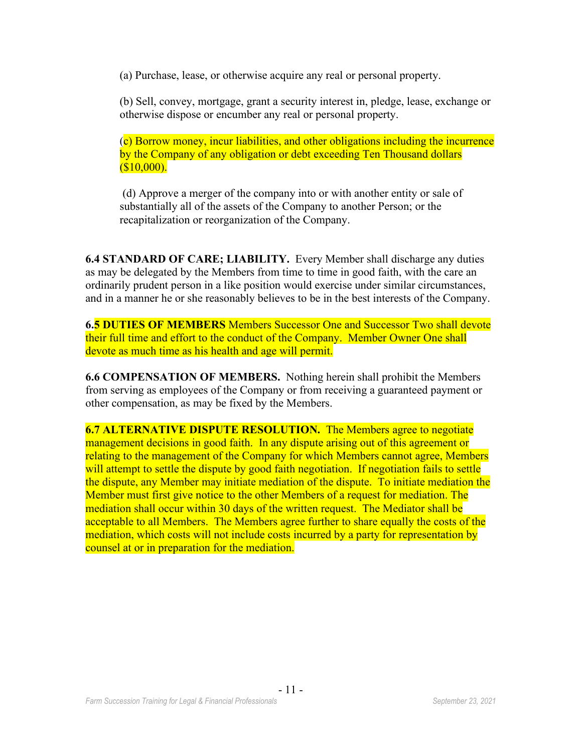(a) Purchase, lease, or otherwise acquire any real or personal property.

(b) Sell, convey, mortgage, grant a security interest in, pledge, lease, exchange or otherwise dispose or encumber any real or personal property.

(c) Borrow money, incur liabilities, and other obligations including the incurrence by the Company of any obligation or debt exceeding Ten Thousand dollars ($10,000).

(d) Approve a merger of the company into or with another entity or sale of substantially all of the assets of the Company to another Person; or the recapitalization or reorganization of the Company.

**6.4 STANDARD OF CARE; LIABILITY.** Every Member shall discharge any duties as may be delegated by the Members from time to time in good faith, with the care an ordinarily prudent person in a like position would exercise under similar circumstances, and in a manner he or she reasonably believes to be in the best interests of the Company.

**6.5 DUTIES OF MEMBERS** Members Successor One and Successor Two shall devote their full time and effort to the conduct of the Company. Member Owner One shall devote as much time as his health and age will permit.

**6.6 COMPENSATION OF MEMBERS.** Nothing herein shall prohibit the Members from serving as employees of the Company or from receiving a guaranteed payment or other compensation, as may be fixed by the Members.

**6.7 ALTERNATIVE DISPUTE RESOLUTION.** The Members agree to negotiate management decisions in good faith. In any dispute arising out of this agreement or relating to the management of the Company for which Members cannot agree, Members will attempt to settle the dispute by good faith negotiation. If negotiation fails to settle the dispute, any Member may initiate mediation of the dispute. To initiate mediation the Member must first give notice to the other Members of a request for mediation. The mediation shall occur within 30 days of the written request. The Mediator shall be acceptable to all Members. The Members agree further to share equally the costs of the mediation, which costs will not include costs incurred by a party for representation by counsel at or in preparation for the mediation.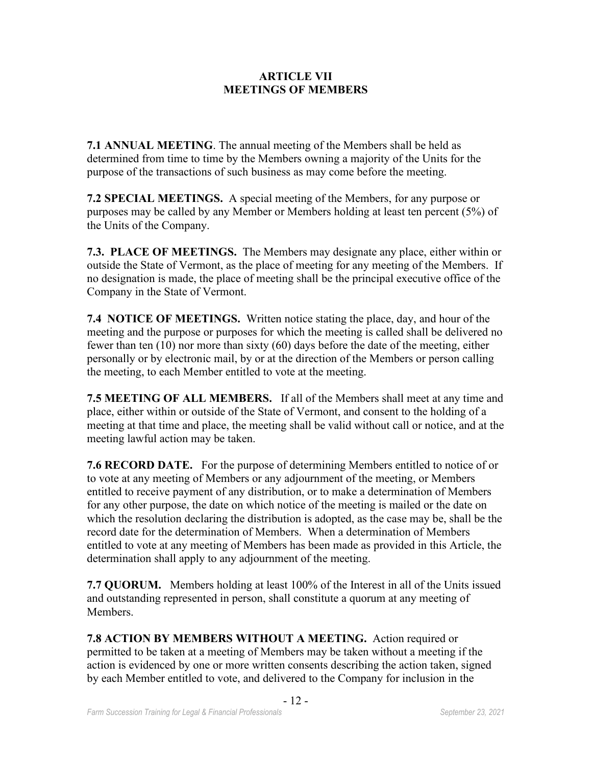# ARTICLE VII
# MEETINGS OF MEMBERS

**7.1 ANNUAL MEETING**. The annual meeting of the Members shall be held as determined from time to time by the Members owning a majority of the Units for the purpose of the transactions of such business as may come before the meeting.

**7.2 SPECIAL MEETINGS.** A special meeting of the Members, for any purpose or purposes may be called by any Member or Members holding at least ten percent (5%) of the Units of the Company.

**7.3. PLACE OF MEETINGS.** The Members may designate any place, either within or outside the State of Vermont, as the place of meeting for any meeting of the Members. If no designation is made, the place of meeting shall be the principal executive office of the Company in the State of Vermont.

**7.4 NOTICE OF MEETINGS.** Written notice stating the place, day, and hour of the meeting and the purpose or purposes for which the meeting is called shall be delivered no fewer than ten (10) nor more than sixty (60) days before the date of the meeting, either personally or by electronic mail, by or at the direction of the Members or person calling the meeting, to each Member entitled to vote at the meeting.

**7.5 MEETING OF ALL MEMBERS.** If all of the Members shall meet at any time and place, either within or outside of the State of Vermont, and consent to the holding of a meeting at that time and place, the meeting shall be valid without call or notice, and at the meeting lawful action may be taken.

**7.6 RECORD DATE.** For the purpose of determining Members entitled to notice of or to vote at any meeting of Members or any adjournment of the meeting, or Members entitled to receive payment of any distribution, or to make a determination of Members for any other purpose, the date on which notice of the meeting is mailed or the date on which the resolution declaring the distribution is adopted, as the case may be, shall be the record date for the determination of Members. When a determination of Members entitled to vote at any meeting of Members has been made as provided in this Article, the determination shall apply to any adjournment of the meeting.

**7.7 QUORUM.** Members holding at least 100% of the Interest in all of the Units issued and outstanding represented in person, shall constitute a quorum at any meeting of Members.

**7.8 ACTION BY MEMBERS WITHOUT A MEETING.** Action required or permitted to be taken at a meeting of Members may be taken without a meeting if the action is evidenced by one or more written consents describing the action taken, signed by each Member entitled to vote, and delivered to the Company for inclusion in the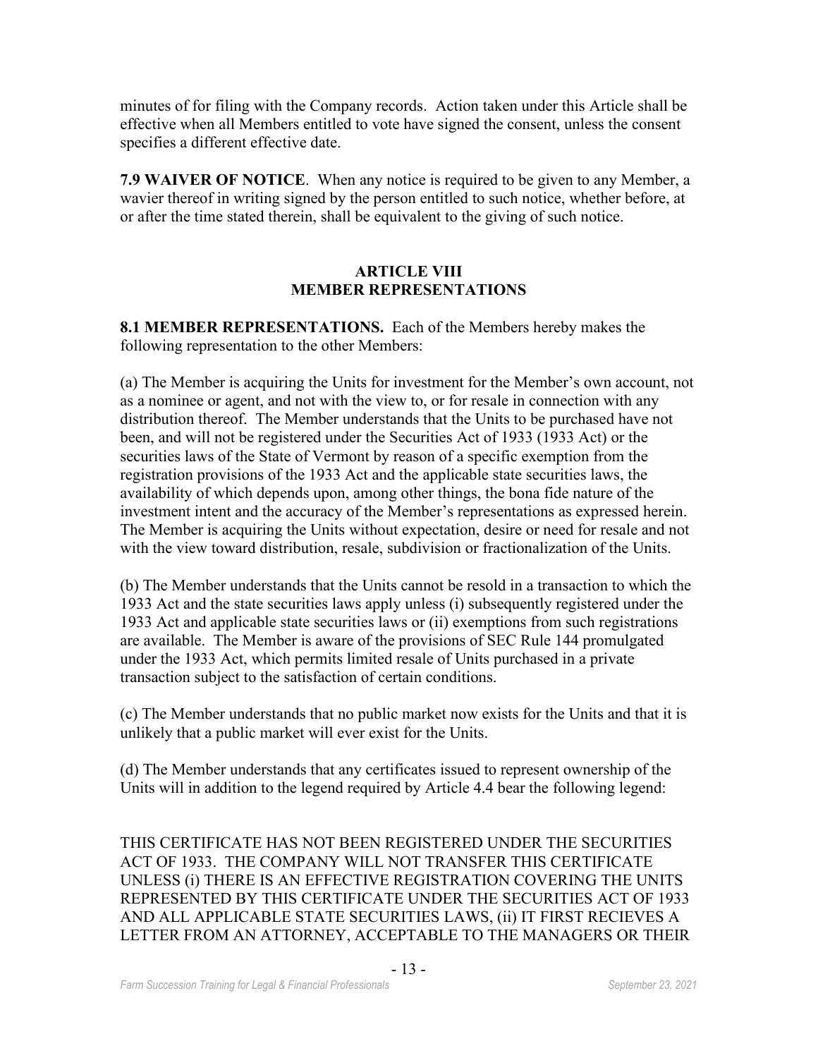minutes of for filing with the Company records. Action taken under this Article shall be effective when all Members entitled to vote have signed the consent, unless the consent specifies a different effective date.

**7.9 WAIVER OF NOTICE**. When any notice is required to be given to any Member, a wavier thereof in writing signed by the person entitled to such notice, whether before, at or after the time stated therein, shall be equivalent to the giving of such notice.

## ARTICLE VIII
## MEMBER REPRESENTATIONS

**8.1 MEMBER REPRESENTATIONS.** Each of the Members hereby makes the following representation to the other Members:

(a) The Member is acquiring the Units for investment for the Member's own account, not as a nominee or agent, and not with the view to, or for resale in connection with any distribution thereof. The Member understands that the Units to be purchased have not been, and will not be registered under the Securities Act of 1933 (1933 Act) or the securities laws of the State of Vermont by reason of a specific exemption from the registration provisions of the 1933 Act and the applicable state securities laws, the availability of which depends upon, among other things, the bona fide nature of the investment intent and the accuracy of the Member's representations as expressed herein. The Member is acquiring the Units without expectation, desire or need for resale and not with the view toward distribution, resale, subdivision or fractionalization of the Units.

(b) The Member understands that the Units cannot be resold in a transaction to which the 1933 Act and the state securities laws apply unless (i) subsequently registered under the 1933 Act and applicable state securities laws or (ii) exemptions from such registrations are available. The Member is aware of the provisions of SEC Rule 144 promulgated under the 1933 Act, which permits limited resale of Units purchased in a private transaction subject to the satisfaction of certain conditions.

(c) The Member understands that no public market now exists for the Units and that it is unlikely that a public market will ever exist for the Units.

(d) The Member understands that any certificates issued to represent ownership of the Units will in addition to the legend required by Article 4.4 bear the following legend:

THIS CERTIFICATE HAS NOT BEEN REGISTERED UNDER THE SECURITIES ACT OF 1933. THE COMPANY WILL NOT TRANSFER THIS CERTIFICATE UNLESS (i) THERE IS AN EFFECTIVE REGISTRATION COVERING THE UNITS REPRESENTED BY THIS CERTIFICATE UNDER THE SECURITIES ACT OF 1933 AND ALL APPLICABLE STATE SECURITIES LAWS, (ii) IT FIRST RECIEVES A LETTER FROM AN ATTORNEY, ACCEPTABLE TO THE MANAGERS OR THEIR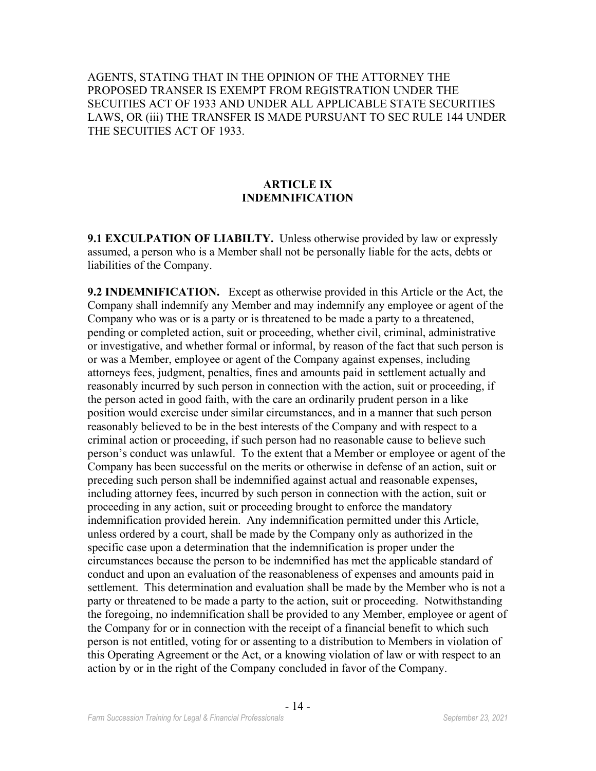AGENTS, STATING THAT IN THE OPINION OF THE ATTORNEY THE PROPOSED TRANSER IS EXEMPT FROM REGISTRATION UNDER THE SECUITIES ACT OF 1933 AND UNDER ALL APPLICABLE STATE SECURITIES LAWS, OR (iii) THE TRANSFER IS MADE PURSUANT TO SEC RULE 144 UNDER THE SECUITIES ACT OF 1933.

## ARTICLE IX
## INDEMNIFICATION

**9.1 EXCULPATION OF LIABILTY.** Unless otherwise provided by law or expressly assumed, a person who is a Member shall not be personally liable for the acts, debts or liabilities of the Company.

**9.2 INDEMNIFICATION.** Except as otherwise provided in this Article or the Act, the Company shall indemnify any Member and may indemnify any employee or agent of the Company who was or is a party or is threatened to be made a party to a threatened, pending or completed action, suit or proceeding, whether civil, criminal, administrative or investigative, and whether formal or informal, by reason of the fact that such person is or was a Member, employee or agent of the Company against expenses, including attorneys fees, judgment, penalties, fines and amounts paid in settlement actually and reasonably incurred by such person in connection with the action, suit or proceeding, if the person acted in good faith, with the care an ordinarily prudent person in a like position would exercise under similar circumstances, and in a manner that such person reasonably believed to be in the best interests of the Company and with respect to a criminal action or proceeding, if such person had no reasonable cause to believe such person's conduct was unlawful. To the extent that a Member or employee or agent of the Company has been successful on the merits or otherwise in defense of an action, suit or preceding such person shall be indemnified against actual and reasonable expenses, including attorney fees, incurred by such person in connection with the action, suit or proceeding in any action, suit or proceeding brought to enforce the mandatory indemnification provided herein. Any indemnification permitted under this Article, unless ordered by a court, shall be made by the Company only as authorized in the specific case upon a determination that the indemnification is proper under the circumstances because the person to be indemnified has met the applicable standard of conduct and upon an evaluation of the reasonableness of expenses and amounts paid in settlement. This determination and evaluation shall be made by the Member who is not a party or threatened to be made a party to the action, suit or proceeding. Notwithstanding the foregoing, no indemnification shall be provided to any Member, employee or agent of the Company for or in connection with the receipt of a financial benefit to which such person is not entitled, voting for or assenting to a distribution to Members in violation of this Operating Agreement or the Act, or a knowing violation of law or with respect to an action by or in the right of the Company concluded in favor of the Company.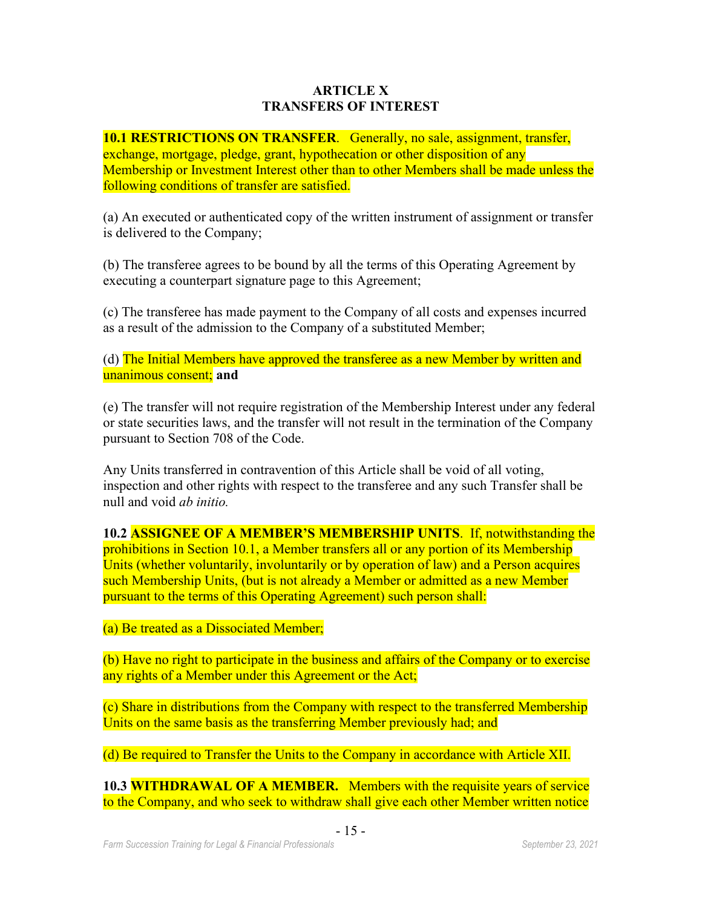## ARTICLE X
## TRANSFERS OF INTEREST

**10.1 RESTRICTIONS ON TRANSFER**. Generally, no sale, assignment, transfer, exchange, mortgage, pledge, grant, hypothecation or other disposition of any Membership or Investment Interest other than to other Members shall be made unless the following conditions of transfer are satisfied.

(a) An executed or authenticated copy of the written instrument of assignment or transfer is delivered to the Company;

(b) The transferee agrees to be bound by all the terms of this Operating Agreement by executing a counterpart signature page to this Agreement;

(c) The transferee has made payment to the Company of all costs and expenses incurred as a result of the admission to the Company of a substituted Member;

(d) The Initial Members have approved the transferee as a new Member by written and unanimous consent; **and**

(e) The transfer will not require registration of the Membership Interest under any federal or state securities laws, and the transfer will not result in the termination of the Company pursuant to Section 708 of the Code.

Any Units transferred in contravention of this Article shall be void of all voting, inspection and other rights with respect to the transferee and any such Transfer shall be null and void *ab initio.*

**10.2 ASSIGNEE OF A MEMBER'S MEMBERSHIP UNITS**. If, notwithstanding the prohibitions in Section 10.1, a Member transfers all or any portion of its Membership Units (whether voluntarily, involuntarily or by operation of law) and a Person acquires such Membership Units, (but is not already a Member or admitted as a new Member pursuant to the terms of this Operating Agreement) such person shall:

(a) Be treated as a Dissociated Member;

(b) Have no right to participate in the business and affairs of the Company or to exercise any rights of a Member under this Agreement or the Act;

(c) Share in distributions from the Company with respect to the transferred Membership Units on the same basis as the transferring Member previously had; and

(d) Be required to Transfer the Units to the Company in accordance with Article XII.

**10.3 WITHDRAWAL OF A MEMBER.** Members with the requisite years of service to the Company, and who seek to withdraw shall give each other Member written notice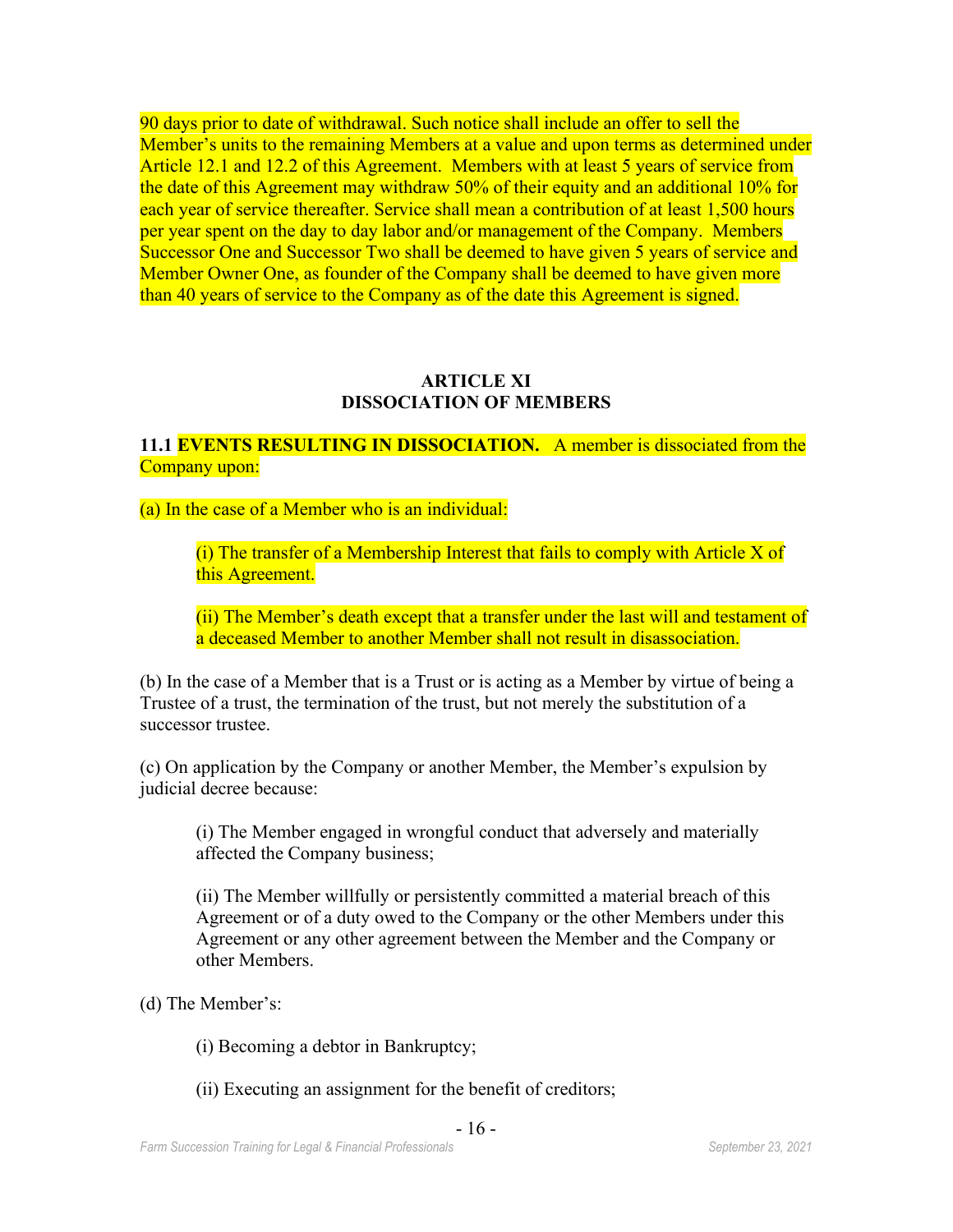90 days prior to date of withdrawal. Such notice shall include an offer to sell the Member's units to the remaining Members at a value and upon terms as determined under Article 12.1 and 12.2 of this Agreement. Members with at least 5 years of service from the date of this Agreement may withdraw 50% of their equity and an additional 10% for each year of service thereafter. Service shall mean a contribution of at least 1,500 hours per year spent on the day to day labor and/or management of the Company. Members Successor One and Successor Two shall be deemed to have given 5 years of service and Member Owner One, as founder of the Company shall be deemed to have given more than 40 years of service to the Company as of the date this Agreement is signed.

## ARTICLE XI
## DISSOCIATION OF MEMBERS

**11.1 EVENTS RESULTING IN DISSOCIATION.** A member is dissociated from the Company upon:

(a) In the case of a Member who is an individual:

> (i) The transfer of a Membership Interest that fails to comply with Article X of this Agreement.
>
> (ii) The Member's death except that a transfer under the last will and testament of a deceased Member to another Member shall not result in disassociation.

(b) In the case of a Member that is a Trust or is acting as a Member by virtue of being a Trustee of a trust, the termination of the trust, but not merely the substitution of a successor trustee.

(c) On application by the Company or another Member, the Member's expulsion by judicial decree because:

> (i) The Member engaged in wrongful conduct that adversely and materially affected the Company business;
>
> (ii) The Member willfully or persistently committed a material breach of this Agreement or of a duty owed to the Company or the other Members under this Agreement or any other agreement between the Member and the Company or other Members.

(d) The Member's:

> (i) Becoming a debtor in Bankruptcy;
>
> (ii) Executing an assignment for the benefit of creditors;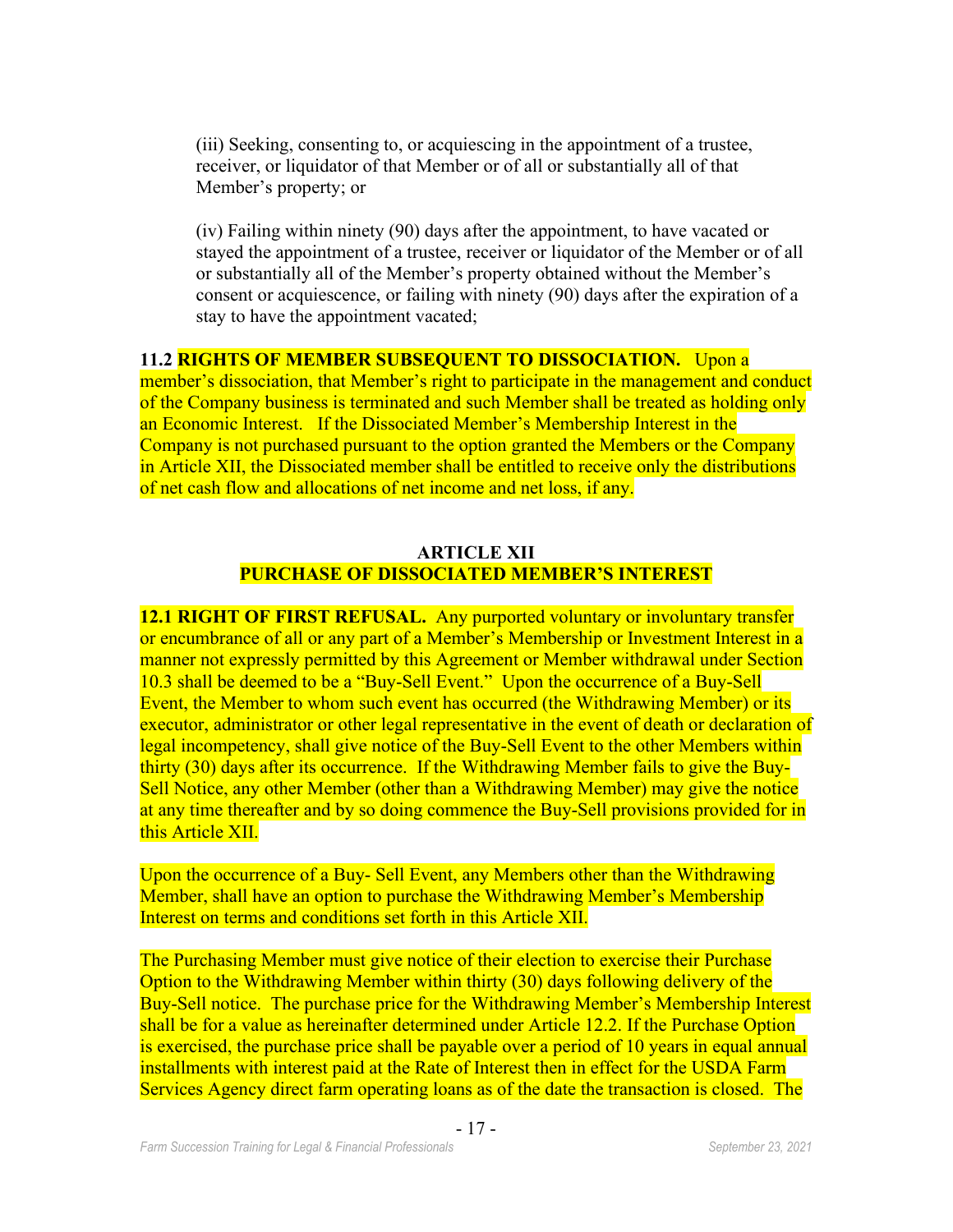(iii) Seeking, consenting to, or acquiescing in the appointment of a trustee, receiver, or liquidator of that Member or of all or substantially all of that Member's property; or

(iv) Failing within ninety (90) days after the appointment, to have vacated or stayed the appointment of a trustee, receiver or liquidator of the Member or of all or substantially all of the Member's property obtained without the Member's consent or acquiescence, or failing with ninety (90) days after the expiration of a stay to have the appointment vacated;

**11.2 RIGHTS OF MEMBER SUBSEQUENT TO DISSOCIATION.** Upon a member's dissociation, that Member's right to participate in the management and conduct of the Company business is terminated and such Member shall be treated as holding only an Economic Interest. If the Dissociated Member's Membership Interest in the Company is not purchased pursuant to the option granted the Members or the Company in Article XII, the Dissociated member shall be entitled to receive only the distributions of net cash flow and allocations of net income and net loss, if any.

## ARTICLE XII
## PURCHASE OF DISSOCIATED MEMBER'S INTEREST

**12.1 RIGHT OF FIRST REFUSAL.** Any purported voluntary or involuntary transfer or encumbrance of all or any part of a Member's Membership or Investment Interest in a manner not expressly permitted by this Agreement or Member withdrawal under Section 10.3 shall be deemed to be a "Buy-Sell Event." Upon the occurrence of a Buy-Sell Event, the Member to whom such event has occurred (the Withdrawing Member) or its executor, administrator or other legal representative in the event of death or declaration of legal incompetency, shall give notice of the Buy-Sell Event to the other Members within thirty (30) days after its occurrence. If the Withdrawing Member fails to give the Buy-Sell Notice, any other Member (other than a Withdrawing Member) may give the notice at any time thereafter and by so doing commence the Buy-Sell provisions provided for in this Article XII.

Upon the occurrence of a Buy- Sell Event, any Members other than the Withdrawing Member, shall have an option to purchase the Withdrawing Member's Membership Interest on terms and conditions set forth in this Article XII.

The Purchasing Member must give notice of their election to exercise their Purchase Option to the Withdrawing Member within thirty (30) days following delivery of the Buy-Sell notice. The purchase price for the Withdrawing Member's Membership Interest shall be for a value as hereinafter determined under Article 12.2. If the Purchase Option is exercised, the purchase price shall be payable over a period of 10 years in equal annual installments with interest paid at the Rate of Interest then in effect for the USDA Farm Services Agency direct farm operating loans as of the date the transaction is closed. The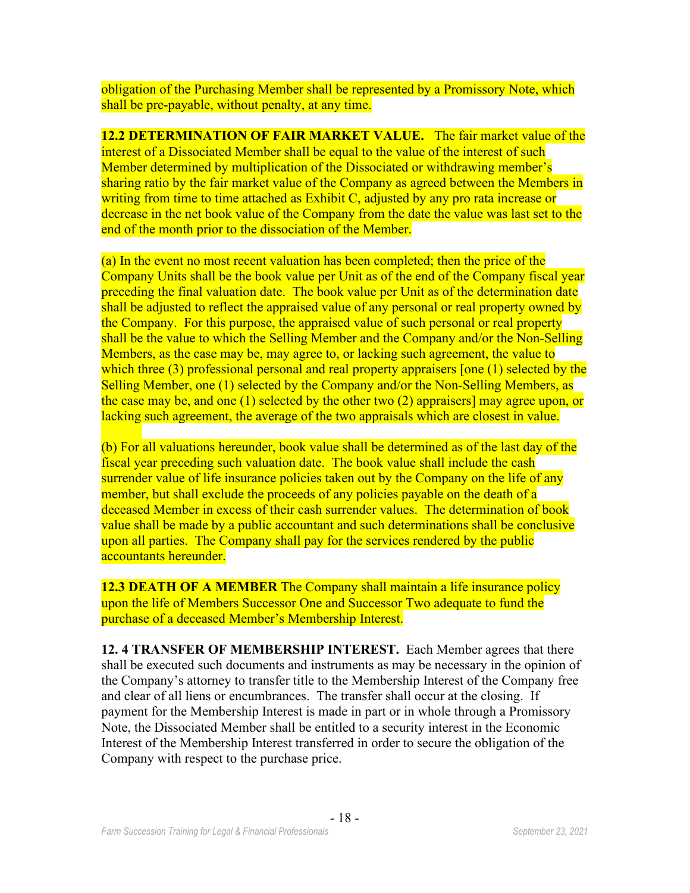obligation of the Purchasing Member shall be represented by a Promissory Note, which shall be pre-payable, without penalty, at any time.

**12.2 DETERMINATION OF FAIR MARKET VALUE.** The fair market value of the interest of a Dissociated Member shall be equal to the value of the interest of such Member determined by multiplication of the Dissociated or withdrawing member's sharing ratio by the fair market value of the Company as agreed between the Members in writing from time to time attached as Exhibit C, adjusted by any pro rata increase or decrease in the net book value of the Company from the date the value was last set to the end of the month prior to the dissociation of the Member.

(a) In the event no most recent valuation has been completed; then the price of the Company Units shall be the book value per Unit as of the end of the Company fiscal year preceding the final valuation date. The book value per Unit as of the determination date shall be adjusted to reflect the appraised value of any personal or real property owned by the Company. For this purpose, the appraised value of such personal or real property shall be the value to which the Selling Member and the Company and/or the Non-Selling Members, as the case may be, may agree to, or lacking such agreement, the value to which three (3) professional personal and real property appraisers [one (1) selected by the Selling Member, one (1) selected by the Company and/or the Non-Selling Members, as the case may be, and one (1) selected by the other two (2) appraisers] may agree upon, or lacking such agreement, the average of the two appraisals which are closest in value.

(b) For all valuations hereunder, book value shall be determined as of the last day of the fiscal year preceding such valuation date. The book value shall include the cash surrender value of life insurance policies taken out by the Company on the life of any member, but shall exclude the proceeds of any policies payable on the death of a deceased Member in excess of their cash surrender values. The determination of book value shall be made by a public accountant and such determinations shall be conclusive upon all parties. The Company shall pay for the services rendered by the public accountants hereunder.

**12.3 DEATH OF A MEMBER** The Company shall maintain a life insurance policy upon the life of Members Successor One and Successor Two adequate to fund the purchase of a deceased Member's Membership Interest.

**12. 4 TRANSFER OF MEMBERSHIP INTEREST.** Each Member agrees that there shall be executed such documents and instruments as may be necessary in the opinion of the Company's attorney to transfer title to the Membership Interest of the Company free and clear of all liens or encumbrances. The transfer shall occur at the closing. If payment for the Membership Interest is made in part or in whole through a Promissory Note, the Dissociated Member shall be entitled to a security interest in the Economic Interest of the Membership Interest transferred in order to secure the obligation of the Company with respect to the purchase price.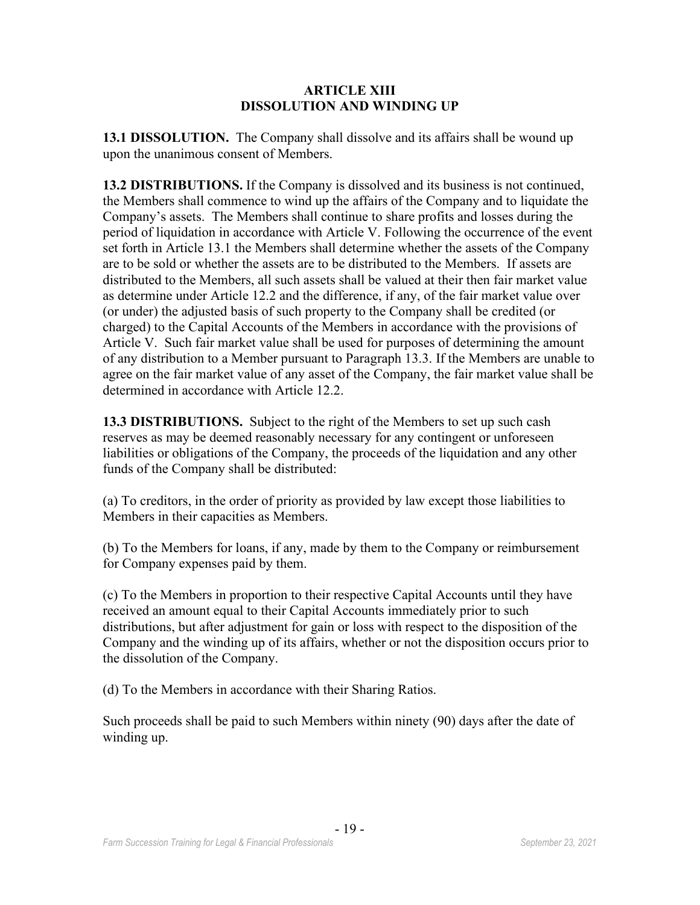## ARTICLE XIII
## DISSOLUTION AND WINDING UP

**13.1 DISSOLUTION.** The Company shall dissolve and its affairs shall be wound up upon the unanimous consent of Members.

**13.2 DISTRIBUTIONS.** If the Company is dissolved and its business is not continued, the Members shall commence to wind up the affairs of the Company and to liquidate the Company's assets. The Members shall continue to share profits and losses during the period of liquidation in accordance with Article V. Following the occurrence of the event set forth in Article 13.1 the Members shall determine whether the assets of the Company are to be sold or whether the assets are to be distributed to the Members. If assets are distributed to the Members, all such assets shall be valued at their then fair market value as determine under Article 12.2 and the difference, if any, of the fair market value over (or under) the adjusted basis of such property to the Company shall be credited (or charged) to the Capital Accounts of the Members in accordance with the provisions of Article V. Such fair market value shall be used for purposes of determining the amount of any distribution to a Member pursuant to Paragraph 13.3. If the Members are unable to agree on the fair market value of any asset of the Company, the fair market value shall be determined in accordance with Article 12.2.

**13.3 DISTRIBUTIONS.** Subject to the right of the Members to set up such cash reserves as may be deemed reasonably necessary for any contingent or unforeseen liabilities or obligations of the Company, the proceeds of the liquidation and any other funds of the Company shall be distributed:

(a) To creditors, in the order of priority as provided by law except those liabilities to Members in their capacities as Members.

(b) To the Members for loans, if any, made by them to the Company or reimbursement for Company expenses paid by them.

(c) To the Members in proportion to their respective Capital Accounts until they have received an amount equal to their Capital Accounts immediately prior to such distributions, but after adjustment for gain or loss with respect to the disposition of the Company and the winding up of its affairs, whether or not the disposition occurs prior to the dissolution of the Company.

(d) To the Members in accordance with their Sharing Ratios.

Such proceeds shall be paid to such Members within ninety (90) days after the date of winding up.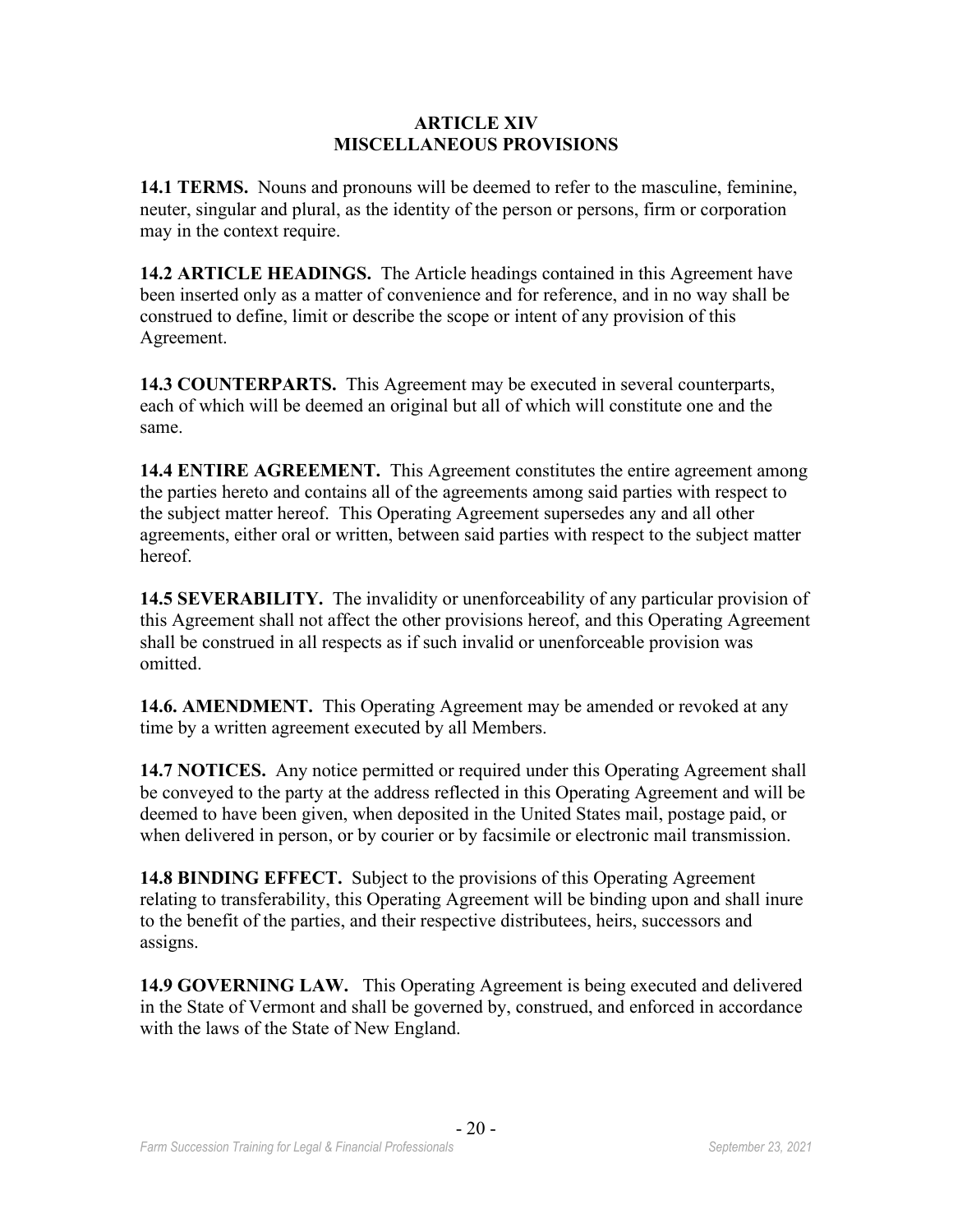## ARTICLE XIV
## MISCELLANEOUS PROVISIONS

**14.1 TERMS.** Nouns and pronouns will be deemed to refer to the masculine, feminine, neuter, singular and plural, as the identity of the person or persons, firm or corporation may in the context require.

**14.2 ARTICLE HEADINGS.** The Article headings contained in this Agreement have been inserted only as a matter of convenience and for reference, and in no way shall be construed to define, limit or describe the scope or intent of any provision of this Agreement.

**14.3 COUNTERPARTS.** This Agreement may be executed in several counterparts, each of which will be deemed an original but all of which will constitute one and the same.

**14.4 ENTIRE AGREEMENT.** This Agreement constitutes the entire agreement among the parties hereto and contains all of the agreements among said parties with respect to the subject matter hereof. This Operating Agreement supersedes any and all other agreements, either oral or written, between said parties with respect to the subject matter hereof.

**14.5 SEVERABILITY.** The invalidity or unenforceability of any particular provision of this Agreement shall not affect the other provisions hereof, and this Operating Agreement shall be construed in all respects as if such invalid or unenforceable provision was omitted.

**14.6. AMENDMENT.** This Operating Agreement may be amended or revoked at any time by a written agreement executed by all Members.

**14.7 NOTICES.** Any notice permitted or required under this Operating Agreement shall be conveyed to the party at the address reflected in this Operating Agreement and will be deemed to have been given, when deposited in the United States mail, postage paid, or when delivered in person, or by courier or by facsimile or electronic mail transmission.

**14.8 BINDING EFFECT.** Subject to the provisions of this Operating Agreement relating to transferability, this Operating Agreement will be binding upon and shall inure to the benefit of the parties, and their respective distributees, heirs, successors and assigns.

**14.9 GOVERNING LAW.** This Operating Agreement is being executed and delivered in the State of Vermont and shall be governed by, construed, and enforced in accordance with the laws of the State of New England.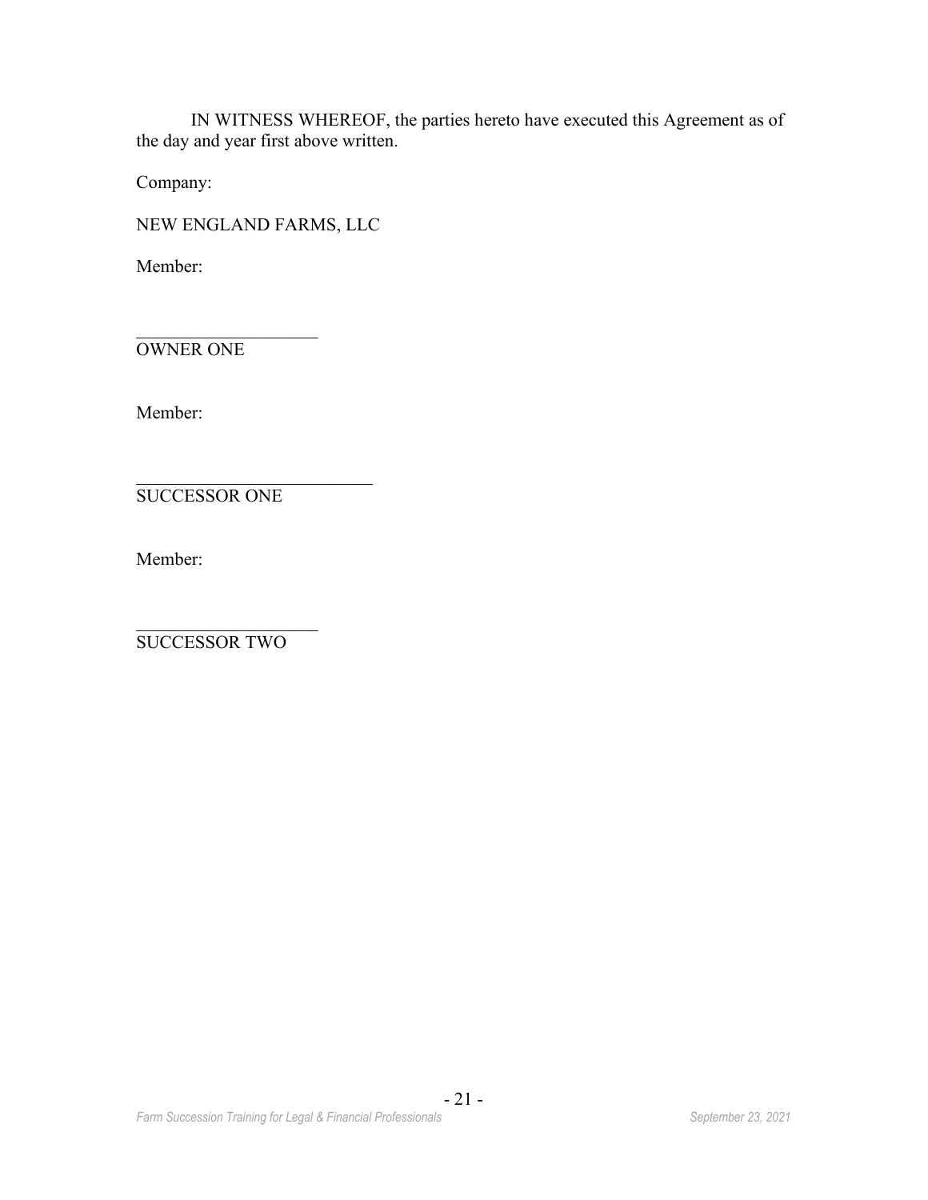IN WITNESS WHEREOF, the parties hereto have executed this Agreement as of the day and year first above written.

Company:

NEW ENGLAND FARMS, LLC

Member:

_____________________
OWNER ONE

Member:

___________________________
SUCCESSOR ONE

Member:

_____________________
SUCCESSOR TWO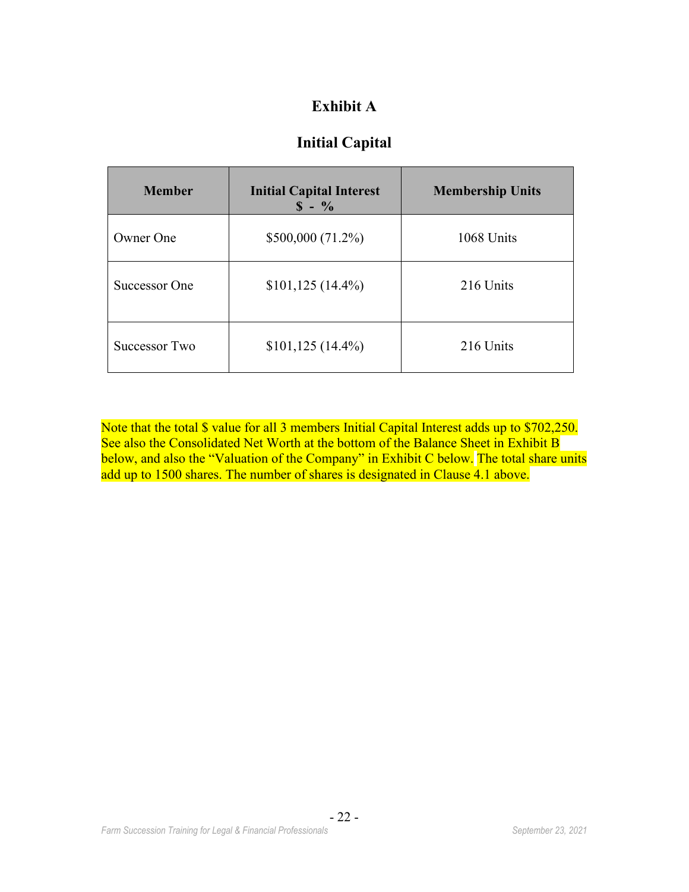# Exhibit A

## Initial Capital

| Member | Initial Capital Interest $ - % | Membership Units |
|---|---|---|
| Owner One | $500,000 (71.2%) | 1068 Units |
| Successor One | $101,125 (14.4%) | 216 Units |
| Successor Two | $101,125 (14.4%) | 216 Units |

Note that the total $ value for all 3 members Initial Capital Interest adds up to $702,250. See also the Consolidated Net Worth at the bottom of the Balance Sheet in Exhibit B below, and also the "Valuation of the Company" in Exhibit C below. The total share units add up to 1500 shares. The number of shares is designated in Clause 4.1 above.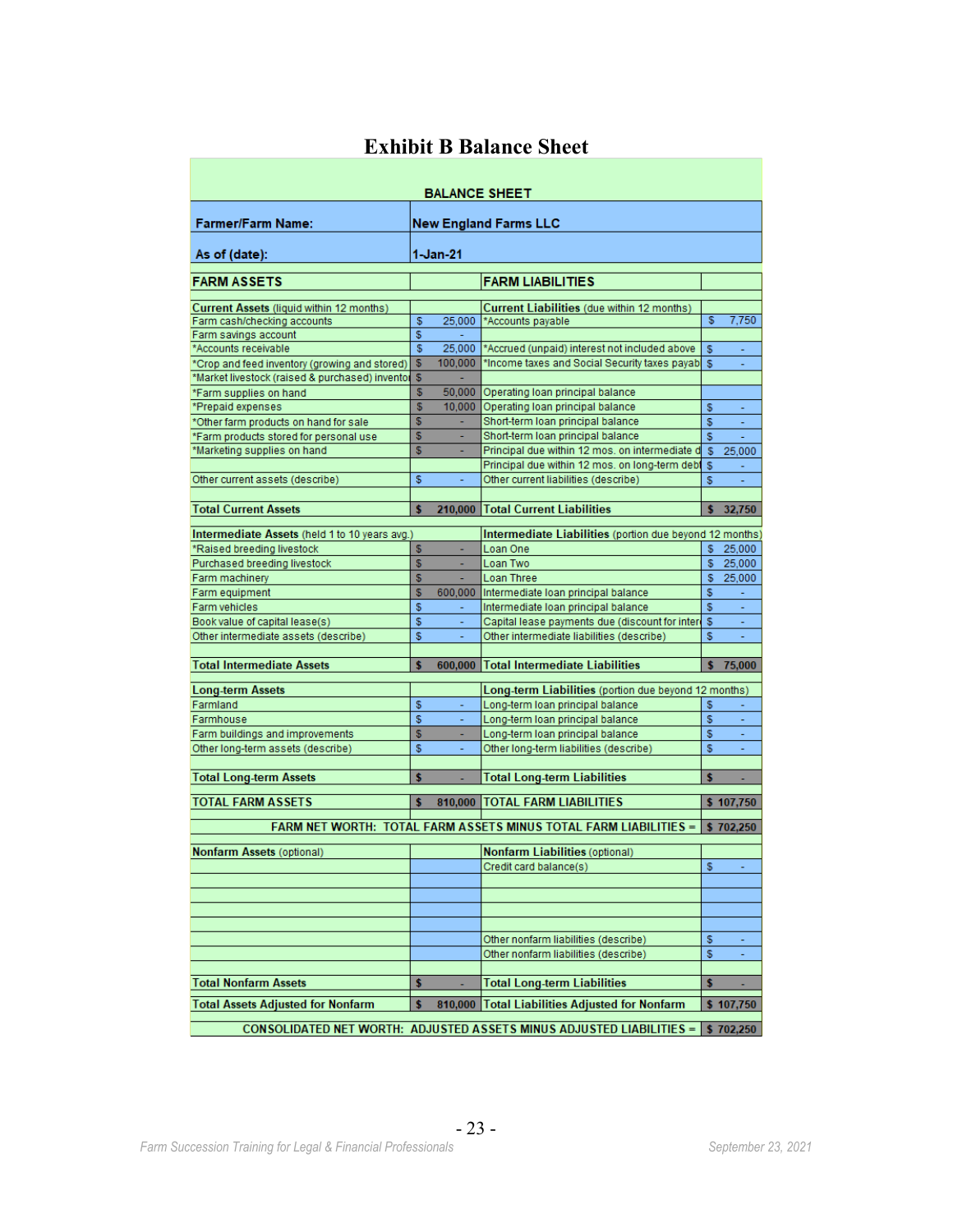# Exhibit B Balance Sheet

| BALANCE SHEET | | | |
|---|---|---|---|
| **Farmer/Farm Name:** | **New England Farms LLC** | | |
| **As of (date):** | **1-Jan-21** | | |
| **FARM ASSETS** | | **FARM LIABILITIES** | |
| **Current Assets** (liquid within 12 months) | | **Current Liabilities** (due within 12 months) | |
| Farm cash/checking accounts | $ 25,000 | *Accounts payable | $ 7,750 |
| Farm savings account | $ - | | |
| *Accounts receivable | $ 25,000 | *Accrued (unpaid) interest not included above | $ - |
| *Crop and feed inventory (growing and stored) | $ 100,000 | *Income taxes and Social Security taxes payab | $ - |
| *Market livestock (raised & purchased) invento | $ - | | |
| *Farm supplies on hand | $ 50,000 | Operating loan principal balance | |
| *Prepaid expenses | $ 10,000 | Operating loan principal balance | $ - |
| *Other farm products on hand for sale | $ - | Short-term loan principal balance | $ - |
| *Farm products stored for personal use | $ - | Short-term loan principal balance | $ - |
| *Marketing supplies on hand | $ - | Principal due within 12 mos. on intermediate d | $ 25,000 |
| | | Principal due within 12 mos. on long-term debt | $ - |
| Other current assets (describe) | $ - | Other current liabilities (describe) | $ - |
| **Total Current Assets** | **$ 210,000** | **Total Current Liabilities** | **$ 32,750** |
| **Intermediate Assets** (held 1 to 10 years avg.) | | **Intermediate Liabilities** (portion due beyond 12 months) | |
| *Raised breeding livestock | $ - | Loan One | $ 25,000 |
| Purchased breeding livestock | $ - | Loan Two | $ 25,000 |
| Farm machinery | $ - | Loan Three | $ 25,000 |
| Farm equipment | $ 600,000 | Intermediate loan principal balance | $ - |
| Farm vehicles | $ - | Intermediate loan principal balance | $ - |
| Book value of capital lease(s) | $ - | Capital lease payments due (discount for inter | $ - |
| Other intermediate assets (describe) | $ - | Other intermediate liabilities (describe) | $ - |
| **Total Intermediate Assets** | **$ 600,000** | **Total Intermediate Liabilities** | **$ 75,000** |
| **Long-term Assets** | | **Long-term Liabilities** (portion due beyond 12 months) | |
| Farmland | $ - | Long-term loan principal balance | $ - |
| Farmhouse | $ - | Long-term loan principal balance | $ - |
| Farm buildings and improvements | $ - | Long-term loan principal balance | $ - |
| Other long-term assets (describe) | $ - | Other long-term liabilities (describe) | $ - |
| **Total Long-term Assets** | **$ -** | **Total Long-term Liabilities** | **$ -** |
| **TOTAL FARM ASSETS** | **$ 810,000** | **TOTAL FARM LIABILITIES** | **$ 107,750** |
| **FARM NET WORTH: TOTAL FARM ASSETS MINUS TOTAL FARM LIABILITIES =** | | | **$ 702,250** |
| **Nonfarm Assets** (optional) | | **Nonfarm Liabilities** (optional) | |
| | | Credit card balance(s) | $ - |
| | | | |
| | | | |
| | | | |
| | | Other nonfarm liabilities (describe) | $ - |
| | | Other nonfarm liabilities (describe) | $ - |
| **Total Nonfarm Assets** | **$ -** | **Total Long-term Liabilities** | **$ -** |
| **Total Assets Adjusted for Nonfarm** | **$ 810,000** | **Total Liabilities Adjusted for Nonfarm** | **$ 107,750** |
| **CONSOLIDATED NET WORTH: ADJUSTED ASSETS MINUS ADJUSTED LIABILITIES =** | | | **$ 702,250** |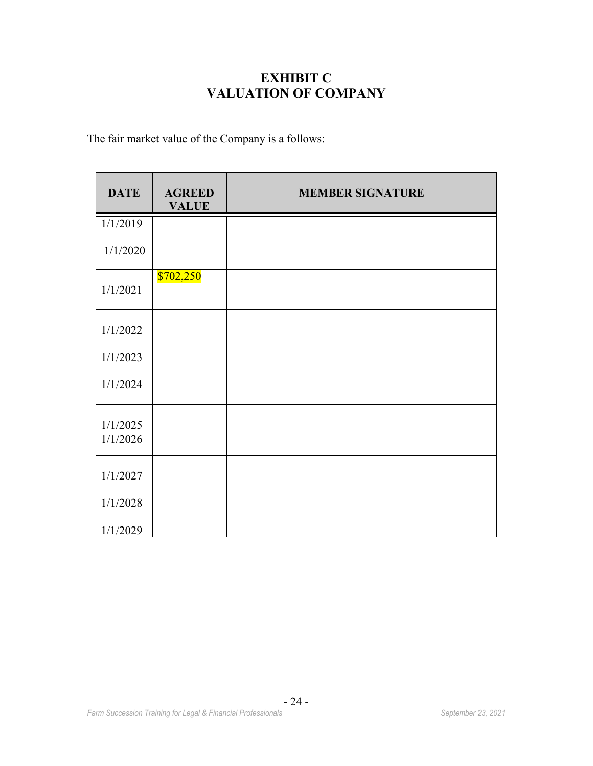# EXHIBIT C
# VALUATION OF COMPANY

The fair market value of the Company is a follows:

| DATE | AGREED VALUE | MEMBER SIGNATURE |
|---|---|---|
| 1/1/2019 | | |
| 1/1/2020 | | |
| 1/1/2021 | $702,250 | |
| 1/1/2022 | | |
| 1/1/2023 | | |
| 1/1/2024 | | |
| 1/1/2025 | | |
| 1/1/2026 | | |
| 1/1/2027 | | |
| 1/1/2028 | | |
| 1/1/2029 | | |